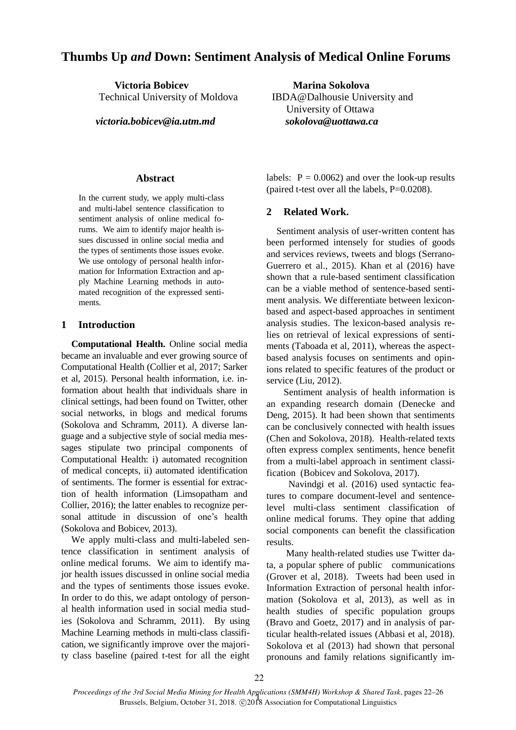# Thumbs Up *and* Down: Sentiment Analysis of Medical Online Forums

**Victoria Bobicev**
Technical University of Moldova
***victoria.bobicev@ia.utm.md***

**Marina Sokolova**
IBDA@Dalhousie University and
University of Ottawa
***sokolova@uottawa.ca***

## Abstract

In the current study, we apply multi-class and multi-label sentence classification to sentiment analysis of online medical forums. We aim to identify major health issues discussed in online social media and the types of sentiments those issues evoke. We use ontology of personal health information for Information Extraction and apply Machine Learning methods in automated recognition of the expressed sentiments.

## 1 Introduction

**Computational Health.** Online social media became an invaluable and ever growing source of Computational Health (Collier et al, 2017; Sarker et al, 2015). Personal health information, i.e. information about health that individuals share in clinical settings, had been found on Twitter, other social networks, in blogs and medical forums (Sokolova and Schramm, 2011). A diverse language and a subjective style of social media messages stipulate two principal components of Computational Health: i) automated recognition of medical concepts, ii) automated identification of sentiments. The former is essential for extraction of health information (Limsopatham and Collier, 2016); the latter enables to recognize personal attitude in discussion of one's health (Sokolova and Bobicev, 2013).

We apply multi-class and multi-labeled sentence classification in sentiment analysis of online medical forums. We aim to identify major health issues discussed in online social media and the types of sentiments those issues evoke. In order to do this, we adapt ontology of personal health information used in social media studies (Sokolova and Schramm, 2011). By using Machine Learning methods in multi-class classification, we significantly improve over the majority class baseline (paired t-test for all the eight labels: $P = 0.0062$) and over the look-up results (paired t-test over all the labels, $P=0.0208$).

## 2 Related Work.

Sentiment analysis of user-written content has been performed intensely for studies of goods and services reviews, tweets and blogs (Serrano-Guerrero et al., 2015). Khan et al (2016) have shown that a rule-based sentiment classification can be a viable method of sentence-based sentiment analysis. We differentiate between lexicon-based and aspect-based approaches in sentiment analysis studies. The lexicon-based analysis relies on retrieval of lexical expressions of sentiments (Taboada et al, 2011), whereas the aspect-based analysis focuses on sentiments and opinions related to specific features of the product or service (Liu, 2012).

Sentiment analysis of health information is an expanding research domain (Denecke and Deng, 2015). It had been shown that sentiments can be conclusively connected with health issues (Chen and Sokolova, 2018). Health-related texts often express complex sentiments, hence benefit from a multi-label approach in sentiment classification (Bobicev and Sokolova, 2017).

Navindgi et al. (2016) used syntactic features to compare document-level and sentence-level multi-class sentiment classification of online medical forums. They opine that adding social components can benefit the classification results.

Many health-related studies use Twitter data, a popular sphere of public communications (Grover et al, 2018). Tweets had been used in Information Extraction of personal health information (Sokolova et al, 2013), as well as in health studies of specific population groups (Bravo and Goetz, 2017) and in analysis of particular health-related issues (Abbasi et al, 2018). Sokolova et al (2013) had shown that personal pronouns and family relations significantly im-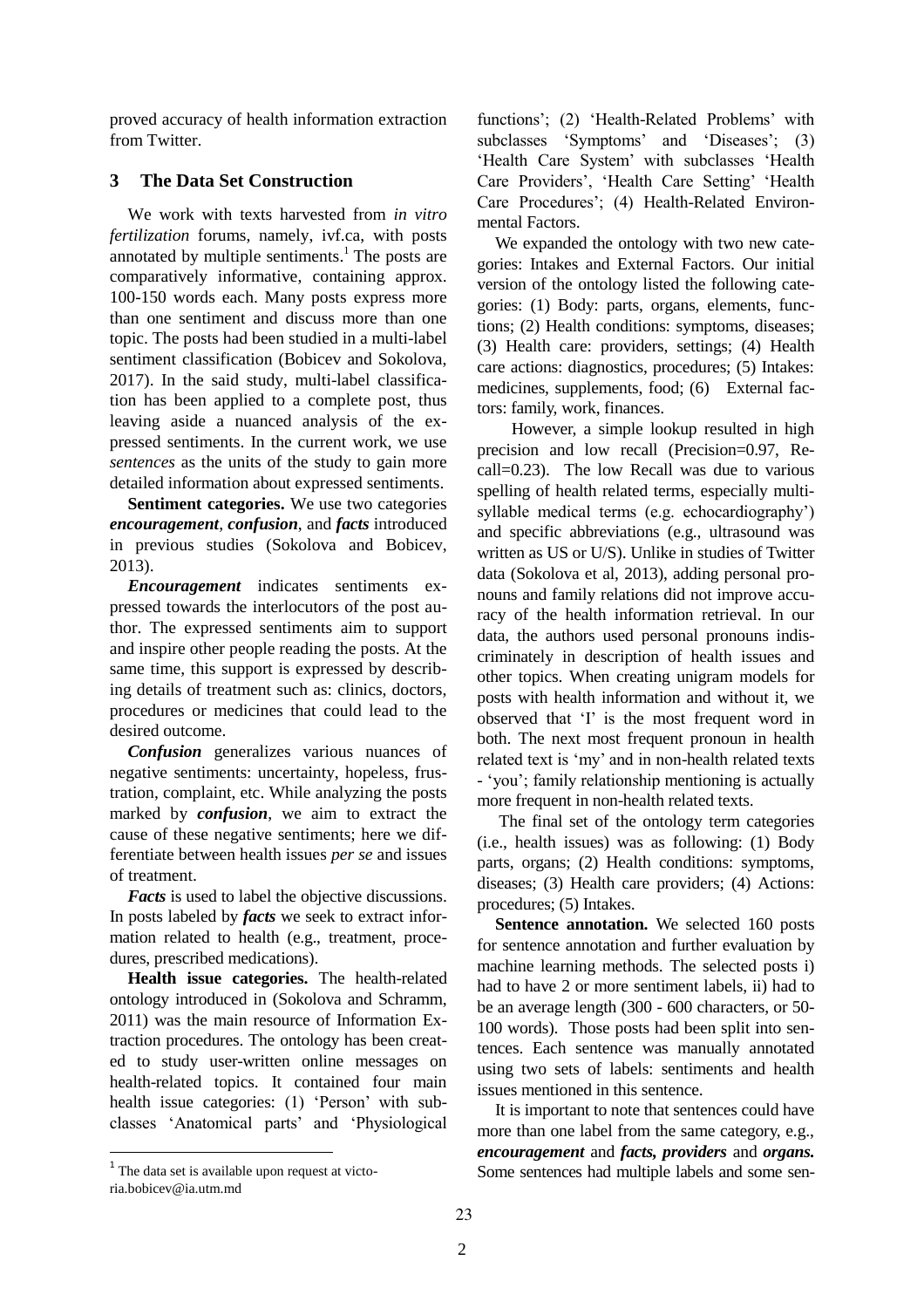proved accuracy of health information extraction from Twitter.

## 3 The Data Set Construction

We work with texts harvested from *in vitro fertilization* forums, namely, ivf.ca, with posts annotated by multiple sentiments.[1] The posts are comparatively informative, containing approx. 100-150 words each. Many posts express more than one sentiment and discuss more than one topic. The posts had been studied in a multi-label sentiment classification (Bobicev and Sokolova, 2017). In the said study, multi-label classification has been applied to a complete post, thus leaving aside a nuanced analysis of the expressed sentiments. In the current work, we use *sentences* as the units of the study to gain more detailed information about expressed sentiments.

**Sentiment categories.** We use two categories ***encouragement***, ***confusion***, and ***facts*** introduced in previous studies (Sokolova and Bobicev, 2013).

***Encouragement*** indicates sentiments expressed towards the interlocutors of the post author. The expressed sentiments aim to support and inspire other people reading the posts. At the same time, this support is expressed by describing details of treatment such as: clinics, doctors, procedures or medicines that could lead to the desired outcome.

***Confusion*** generalizes various nuances of negative sentiments: uncertainty, hopeless, frustration, complaint, etc. While analyzing the posts marked by ***confusion***, we aim to extract the cause of these negative sentiments; here we differentiate between health issues *per se* and issues of treatment.

***Facts*** is used to label the objective discussions. In posts labeled by ***facts*** we seek to extract information related to health (e.g., treatment, procedures, prescribed medications).

**Health issue categories.** The health-related ontology introduced in (Sokolova and Schramm, 2011) was the main resource of Information Extraction procedures. The ontology has been created to study user-written online messages on health-related topics. It contained four main health issue categories: (1) 'Person' with subclasses 'Anatomical parts' and 'Physiological functions'; (2) 'Health-Related Problems' with subclasses 'Symptoms' and 'Diseases'; (3) 'Health Care System' with subclasses 'Health Care Providers', 'Health Care Setting' 'Health Care Procedures'; (4) Health-Related Environmental Factors.

We expanded the ontology with two new categories: Intakes and External Factors. Our initial version of the ontology listed the following categories: (1) Body: parts, organs, elements, functions; (2) Health conditions: symptoms, diseases; (3) Health care: providers, settings; (4) Health care actions: diagnostics, procedures; (5) Intakes: medicines, supplements, food; (6) External factors: family, work, finances.

However, a simple lookup resulted in high precision and low recall (Precision=0.97, Recall=0.23). The low Recall was due to various spelling of health related terms, especially multi-syllable medical terms (e.g. echocardiography') and specific abbreviations (e.g., ultrasound was written as US or U/S). Unlike in studies of Twitter data (Sokolova et al, 2013), adding personal pronouns and family relations did not improve accuracy of the health information retrieval. In our data, the authors used personal pronouns indiscriminately in description of health issues and other topics. When creating unigram models for posts with health information and without it, we observed that 'I' is the most frequent word in both. The next most frequent pronoun in health related text is 'my' and in non-health related texts - 'you'; family relationship mentioning is actually more frequent in non-health related texts.

The final set of the ontology term categories (i.e., health issues) was as following: (1) Body parts, organs; (2) Health conditions: symptoms, diseases; (3) Health care providers; (4) Actions: procedures; (5) Intakes.

**Sentence annotation.** We selected 160 posts for sentence annotation and further evaluation by machine learning methods. The selected posts i) had to have 2 or more sentiment labels, ii) had to be an average length (300 - 600 characters, or 50-100 words). Those posts had been split into sentences. Each sentence was manually annotated using two sets of labels: sentiments and health issues mentioned in this sentence.

It is important to note that sentences could have more than one label from the same category, e.g., ***encouragement*** and ***facts, providers*** and ***organs.*** Some sentences had multiple labels and some sen-

[1] The data set is available upon request at victoria.bobicev@ia.utm.md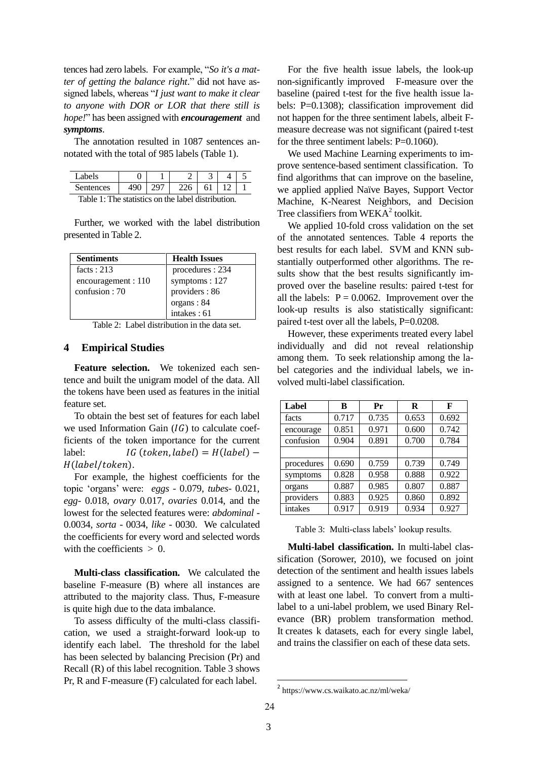tences had zero labels. For example, "*So it's a matter of getting the balance right*." did not have assigned labels, whereas "*I just want to make it clear to anyone with DOR or LOR that there still is hope!*" has been assigned with ***encouragement*** and ***symptoms***.

The annotation resulted in 1087 sentences annotated with the total of 985 labels (Table 1).

| Labels | 0 | 1 | 2 | 3 | 4 | 5 |
|---|---|---|---|---|---|---|
| Sentences | 490 | 297 | 226 | 61 | 12 | 1 |

Table 1: The statistics on the label distribution.

Further, we worked with the label distribution presented in Table 2.

| **Sentiments** | **Health Issues** |
|---|---|
| facts : 213<br>encouragement : 110<br>confusion : 70 | procedures : 234<br>symptoms : 127<br>providers : 86<br>organs : 84<br>intakes : 61 |

Table 2: Label distribution in the data set.

## 4 Empirical Studies

**Feature selection.** We tokenized each sentence and built the unigram model of the data. All the tokens have been used as features in the initial feature set.

To obtain the best set of features for each label we used Information Gain ($IG$) to calculate coefficients of the token importance for the current label: $IG\,(token, label) = H(label) - H(label/token)$.

For example, the highest coefficients for the topic 'organs' were: *eggs* - 0.079, *tubes*- 0.021, *egg*- 0.018, *ovary* 0.017, *ovaries* 0.014, and the lowest for the selected features were: *abdominal* - 0.0034, *sorta* - 0034, *like* - 0030. We calculated the coefficients for every word and selected words with the coefficients > 0.

**Multi-class classification.** We calculated the baseline F-measure (B) where all instances are attributed to the majority class. Thus, F-measure is quite high due to the data imbalance.

To assess difficulty of the multi-class classification, we used a straight-forward look-up to identify each label. The threshold for the label has been selected by balancing Precision (Pr) and Recall (R) of this label recognition. Table 3 shows Pr, R and F-measure (F) calculated for each label.

For the five health issue labels, the look-up non-significantly improved F-measure over the baseline (paired t-test for the five health issue labels: P=0.1308); classification improvement did not happen for the three sentiment labels, albeit F-measure decrease was not significant (paired t-test for the three sentiment labels: P=0.1060).

We used Machine Learning experiments to improve sentence-based sentiment classification. To find algorithms that can improve on the baseline, we applied applied Naïve Bayes, Support Vector Machine, K-Nearest Neighbors, and Decision Tree classifiers from WEKA[2] toolkit.

We applied 10-fold cross validation on the set of the annotated sentences. Table 4 reports the best results for each label. SVM and KNN substantially outperformed other algorithms. The results show that the best results significantly improved over the baseline results: paired t-test for all the labels: P = 0.0062. Improvement over the look-up results is also statistically significant: paired t-test over all the labels, P=0.0208.

However, these experiments treated every label individually and did not reveal relationship among them. To seek relationship among the label categories and the individual labels, we involved multi-label classification.

| **Label** | **B** | **Pr** | **R** | **F** |
|---|---|---|---|---|
| facts | 0.717 | 0.735 | 0.653 | 0.692 |
| encourage | 0.851 | 0.971 | 0.600 | 0.742 |
| confusion | 0.904 | 0.891 | 0.700 | 0.784 |
| | | | | |
| procedures | 0.690 | 0.759 | 0.739 | 0.749 |
| symptoms | 0.828 | 0.958 | 0.888 | 0.922 |
| organs | 0.887 | 0.985 | 0.807 | 0.887 |
| providers | 0.883 | 0.925 | 0.860 | 0.892 |
| intakes | 0.917 | 0.919 | 0.934 | 0.927 |

Table 3: Multi-class labels' lookup results.

**Multi-label classification.** In multi-label classification (Sorower, 2010), we focused on joint detection of the sentiment and health issues labels assigned to a sentence. We had 667 sentences with at least one label. To convert from a multi-label to a uni-label problem, we used Binary Relevance (BR) problem transformation method. It creates k datasets, each for every single label, and trains the classifier on each of these data sets.

[2] https://www.cs.waikato.ac.nz/ml/weka/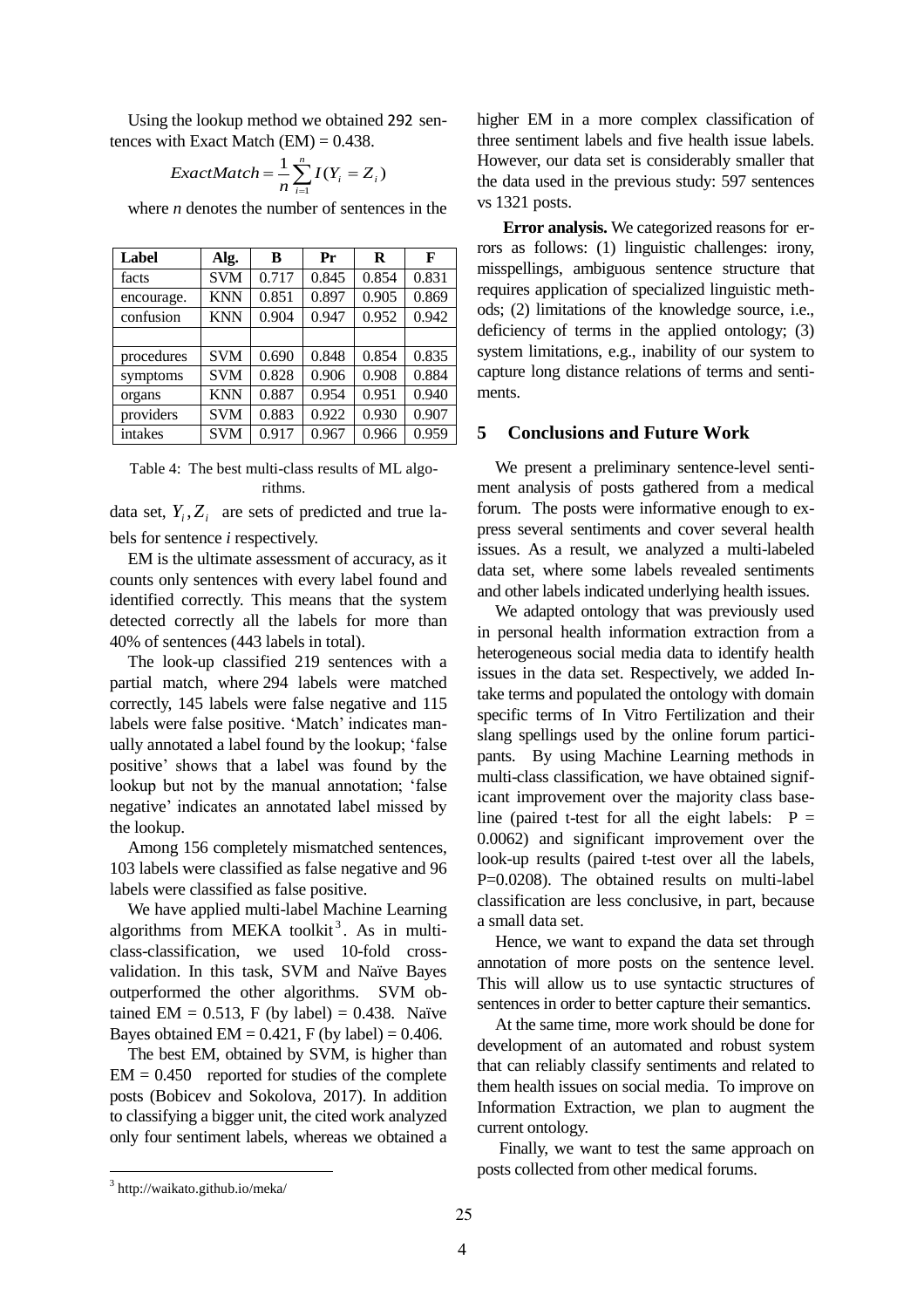Using the lookup method we obtained 292 sentences with Exact Match (EM) = 0.438.

$$ExactMatch = \frac{1}{n}\sum_{i=1}^{n} I(Y_i = Z_i)$$

where *n* denotes the number of sentences in the data set, $Y_i, Z_i$ are sets of predicted and true labels for sentence *i* respectively.

| Label | Alg. | B | Pr | R | F |
|---|---|---|---|---|---|
| facts | SVM | 0.717 | 0.845 | 0.854 | 0.831 |
| encourage. | KNN | 0.851 | 0.897 | 0.905 | 0.869 |
| confusion | KNN | 0.904 | 0.947 | 0.952 | 0.942 |
| | | | | | |
| procedures | SVM | 0.690 | 0.848 | 0.854 | 0.835 |
| symptoms | SVM | 0.828 | 0.906 | 0.908 | 0.884 |
| organs | KNN | 0.887 | 0.954 | 0.951 | 0.940 |
| providers | SVM | 0.883 | 0.922 | 0.930 | 0.907 |
| intakes | SVM | 0.917 | 0.967 | 0.966 | 0.959 |

Table 4: The best multi-class results of ML algorithms.

EM is the ultimate assessment of accuracy, as it counts only sentences with every label found and identified correctly. This means that the system detected correctly all the labels for more than 40% of sentences (443 labels in total).

The look-up classified 219 sentences with a partial match, where 294 labels were matched correctly, 145 labels were false negative and 115 labels were false positive. 'Match' indicates manually annotated a label found by the lookup; 'false positive' shows that a label was found by the lookup but not by the manual annotation; 'false negative' indicates an annotated label missed by the lookup.

Among 156 completely mismatched sentences, 103 labels were classified as false negative and 96 labels were classified as false positive.

We have applied multi-label Machine Learning algorithms from MEKA toolkit[3]. As in multi-class-classification, we used 10-fold cross-validation. In this task, SVM and Naïve Bayes outperformed the other algorithms. SVM obtained EM = 0.513, F (by label) = 0.438. Naïve Bayes obtained EM = 0.421, F (by label) = 0.406.

The best EM, obtained by SVM, is higher than EM = 0.450 reported for studies of the complete posts (Bobicev and Sokolova, 2017). In addition to classifying a bigger unit, the cited work analyzed only four sentiment labels, whereas we obtained a higher EM in a more complex classification of three sentiment labels and five health issue labels. However, our data set is considerably smaller that the data used in the previous study: 597 sentences vs 1321 posts.

**Error analysis.** We categorized reasons for errors as follows: (1) linguistic challenges: irony, misspellings, ambiguous sentence structure that requires application of specialized linguistic methods; (2) limitations of the knowledge source, i.e., deficiency of terms in the applied ontology; (3) system limitations, e.g., inability of our system to capture long distance relations of terms and sentiments.

## 5 Conclusions and Future Work

We present a preliminary sentence-level sentiment analysis of posts gathered from a medical forum. The posts were informative enough to express several sentiments and cover several health issues. As a result, we analyzed a multi-labeled data set, where some labels revealed sentiments and other labels indicated underlying health issues.

We adapted ontology that was previously used in personal health information extraction from a heterogeneous social media data to identify health issues in the data set. Respectively, we added Intake terms and populated the ontology with domain specific terms of In Vitro Fertilization and their slang spellings used by the online forum participants. By using Machine Learning methods in multi-class classification, we have obtained significant improvement over the majority class baseline (paired t-test for all the eight labels: P = 0.0062) and significant improvement over the look-up results (paired t-test over all the labels, P=0.0208). The obtained results on multi-label classification are less conclusive, in part, because a small data set.

Hence, we want to expand the data set through annotation of more posts on the sentence level. This will allow us to use syntactic structures of sentences in order to better capture their semantics.

At the same time, more work should be done for development of an automated and robust system that can reliably classify sentiments and related to them health issues on social media. To improve on Information Extraction, we plan to augment the current ontology.

Finally, we want to test the same approach on posts collected from other medical forums.

[3] http://waikato.github.io/meka/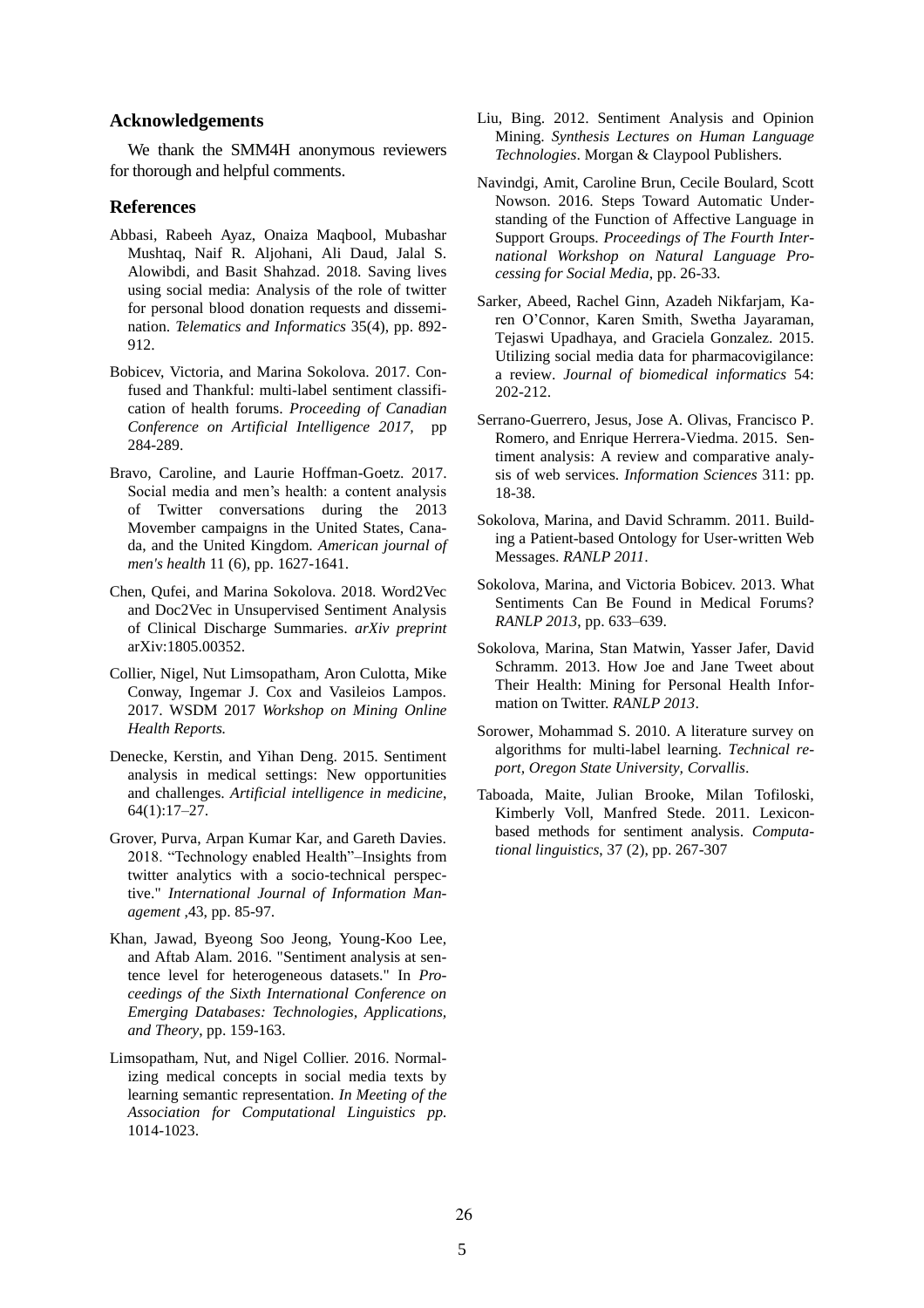## Acknowledgements

We thank the SMM4H anonymous reviewers for thorough and helpful comments.

## References

Abbasi, Rabeeh Ayaz, Onaiza Maqbool, Mubashar Mushtaq, Naif R. Aljohani, Ali Daud, Jalal S. Alowibdi, and Basit Shahzad. 2018. Saving lives using social media: Analysis of the role of twitter for personal blood donation requests and dissemination. *Telematics and Informatics* 35(4), pp. 892-912.

Bobicev, Victoria, and Marina Sokolova. 2017. Confused and Thankful: multi-label sentiment classification of health forums. *Proceeding of Canadian Conference on Artificial Intelligence 2017,* pp 284-289.

Bravo, Caroline, and Laurie Hoffman-Goetz. 2017. Social media and men's health: a content analysis of Twitter conversations during the 2013 Movember campaigns in the United States, Canada, and the United Kingdom. *American journal of men's health* 11 (6), pp. 1627-1641.

Chen, Qufei, and Marina Sokolova. 2018. Word2Vec and Doc2Vec in Unsupervised Sentiment Analysis of Clinical Discharge Summaries. *arXiv preprint* arXiv:1805.00352.

Collier, Nigel, Nut Limsopatham, Aron Culotta, Mike Conway, Ingemar J. Cox and Vasileios Lampos. 2017. WSDM 2017 *Workshop on Mining Online Health Reports.*

Denecke, Kerstin, and Yihan Deng. 2015. Sentiment analysis in medical settings: New opportunities and challenges. *Artificial intelligence in medicine*, 64(1):17–27.

Grover, Purva, Arpan Kumar Kar, and Gareth Davies. 2018. "Technology enabled Health"–Insights from twitter analytics with a socio-technical perspective." *International Journal of Information Management* ,43, pp. 85-97.

Khan, Jawad, Byeong Soo Jeong, Young-Koo Lee, and Aftab Alam. 2016. "Sentiment analysis at sentence level for heterogeneous datasets." In *Proceedings of the Sixth International Conference on Emerging Databases: Technologies, Applications, and Theory*, pp. 159-163.

Limsopatham, Nut, and Nigel Collier. 2016. Normalizing medical concepts in social media texts by learning semantic representation. *In Meeting of the Association for Computational Linguistics pp.* 1014-1023.

Liu, Bing. 2012. Sentiment Analysis and Opinion Mining. *Synthesis Lectures on Human Language Technologies*. Morgan & Claypool Publishers.

Navindgi, Amit, Caroline Brun, Cecile Boulard, Scott Nowson. 2016. Steps Toward Automatic Understanding of the Function of Affective Language in Support Groups. *Proceedings of The Fourth International Workshop on Natural Language Processing for Social Media*, pp. 26-33.

Sarker, Abeed, Rachel Ginn, Azadeh Nikfarjam, Karen O'Connor, Karen Smith, Swetha Jayaraman, Tejaswi Upadhaya, and Graciela Gonzalez. 2015. Utilizing social media data for pharmacovigilance: a review. *Journal of biomedical informatics* 54: 202-212.

Serrano-Guerrero, Jesus, Jose A. Olivas, Francisco P. Romero, and Enrique Herrera-Viedma. 2015. Sentiment analysis: A review and comparative analysis of web services. *Information Sciences* 311: pp. 18-38.

Sokolova, Marina, and David Schramm. 2011. Building a Patient-based Ontology for User-written Web Messages. *RANLP 2011*.

Sokolova, Marina, and Victoria Bobicev. 2013. What Sentiments Can Be Found in Medical Forums? *RANLP 2013*, pp. 633–639.

Sokolova, Marina, Stan Matwin, Yasser Jafer, David Schramm. 2013. How Joe and Jane Tweet about Their Health: Mining for Personal Health Information on Twitter. *RANLP 2013*.

Sorower, Mohammad S. 2010. A literature survey on algorithms for multi-label learning. *Technical report, Oregon State University, Corvallis*.

Taboada, Maite, Julian Brooke, Milan Tofiloski, Kimberly Voll, Manfred Stede. 2011. Lexicon-based methods for sentiment analysis. *Computational linguistics*, 37 (2), pp. 267-307